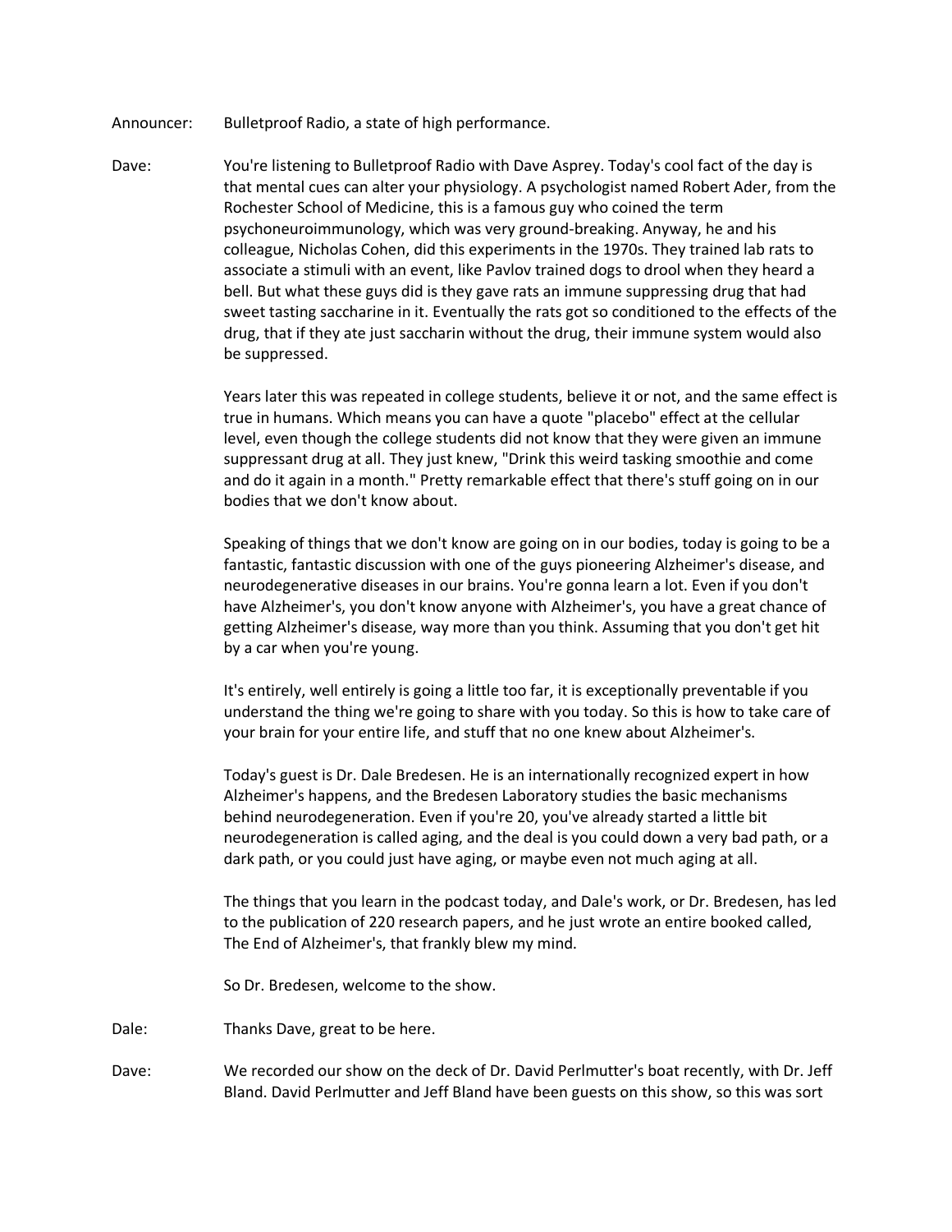Announcer: Bulletproof Radio, a state of high performance.

Dave: You're listening to Bulletproof Radio with Dave Asprey. Today's cool fact of the day is that mental cues can alter your physiology. A psychologist named Robert Ader, from the Rochester School of Medicine, this is a famous guy who coined the term psychoneuroimmunology, which was very ground-breaking. Anyway, he and his colleague, Nicholas Cohen, did this experiments in the 1970s. They trained lab rats to associate a stimuli with an event, like Pavlov trained dogs to drool when they heard a bell. But what these guys did is they gave rats an immune suppressing drug that had sweet tasting saccharine in it. Eventually the rats got so conditioned to the effects of the drug, that if they ate just saccharin without the drug, their immune system would also be suppressed.

Years later this was repeated in college students, believe it or not, and the same effect is true in humans. Which means you can have a quote "placebo" effect at the cellular level, even though the college students did not know that they were given an immune suppressant drug at all. They just knew, "Drink this weird tasking smoothie and come and do it again in a month." Pretty remarkable effect that there's stuff going on in our bodies that we don't know about.

Speaking of things that we don't know are going on in our bodies, today is going to be a fantastic, fantastic discussion with one of the guys pioneering Alzheimer's disease, and neurodegenerative diseases in our brains. You're gonna learn a lot. Even if you don't have Alzheimer's, you don't know anyone with Alzheimer's, you have a great chance of getting Alzheimer's disease, way more than you think. Assuming that you don't get hit by a car when you're young.

It's entirely, well entirely is going a little too far, it is exceptionally preventable if you understand the thing we're going to share with you today. So this is how to take care of your brain for your entire life, and stuff that no one knew about Alzheimer's.

Today's guest is Dr. Dale Bredesen. He is an internationally recognized expert in how Alzheimer's happens, and the Bredesen Laboratory studies the basic mechanisms behind neurodegeneration. Even if you're 20, you've already started a little bit neurodegeneration is called aging, and the deal is you could down a very bad path, or a dark path, or you could just have aging, or maybe even not much aging at all.

The things that you learn in the podcast today, and Dale's work, or Dr. Bredesen, has led to the publication of 220 research papers, and he just wrote an entire booked called, The End of Alzheimer's, that frankly blew my mind.

So Dr. Bredesen, welcome to the show.

Dale: Thanks Dave, great to be here.

Dave: We recorded our show on the deck of Dr. David Perlmutter's boat recently, with Dr. Jeff Bland. David Perlmutter and Jeff Bland have been guests on this show, so this was sort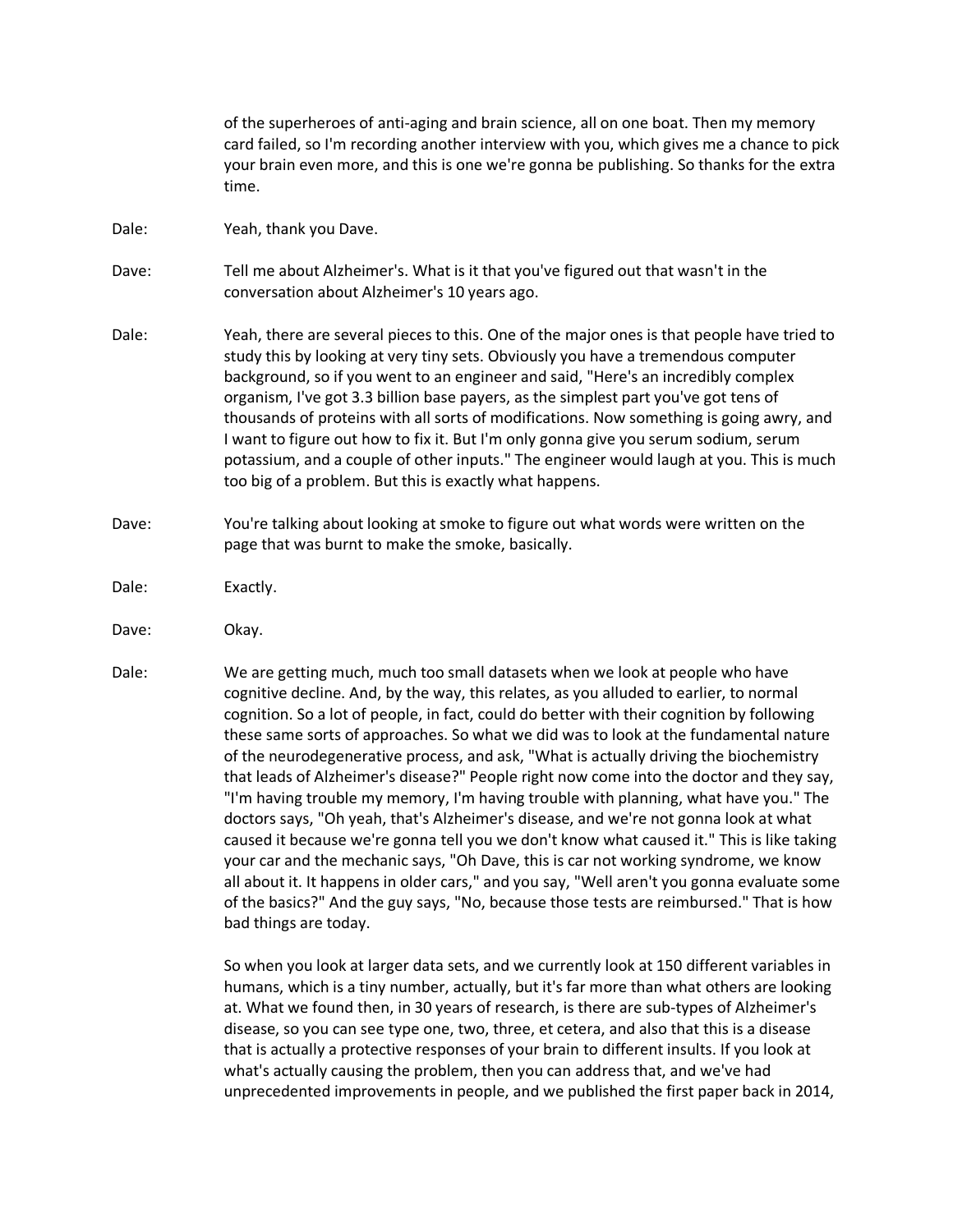of the superheroes of anti-aging and brain science, all on one boat. Then my memory card failed, so I'm recording another interview with you, which gives me a chance to pick your brain even more, and this is one we're gonna be publishing. So thanks for the extra time.

Dale: Yeah, thank you Dave.

Dave: Tell me about Alzheimer's. What is it that you've figured out that wasn't in the conversation about Alzheimer's 10 years ago.

Dale: Yeah, there are several pieces to this. One of the major ones is that people have tried to study this by looking at very tiny sets. Obviously you have a tremendous computer background, so if you went to an engineer and said, "Here's an incredibly complex organism, I've got 3.3 billion base payers, as the simplest part you've got tens of thousands of proteins with all sorts of modifications. Now something is going awry, and I want to figure out how to fix it. But I'm only gonna give you serum sodium, serum potassium, and a couple of other inputs." The engineer would laugh at you. This is much too big of a problem. But this is exactly what happens.

Dave: You're talking about looking at smoke to figure out what words were written on the page that was burnt to make the smoke, basically.

Dale: Exactly.

Dave: Okay.

Dale: We are getting much, much too small datasets when we look at people who have cognitive decline. And, by the way, this relates, as you alluded to earlier, to normal cognition. So a lot of people, in fact, could do better with their cognition by following these same sorts of approaches. So what we did was to look at the fundamental nature of the neurodegenerative process, and ask, "What is actually driving the biochemistry that leads of Alzheimer's disease?" People right now come into the doctor and they say, "I'm having trouble my memory, I'm having trouble with planning, what have you." The doctors says, "Oh yeah, that's Alzheimer's disease, and we're not gonna look at what caused it because we're gonna tell you we don't know what caused it." This is like taking your car and the mechanic says, "Oh Dave, this is car not working syndrome, we know all about it. It happens in older cars," and you say, "Well aren't you gonna evaluate some of the basics?" And the guy says, "No, because those tests are reimbursed." That is how bad things are today.

So when you look at larger data sets, and we currently look at 150 different variables in humans, which is a tiny number, actually, but it's far more than what others are looking at. What we found then, in 30 years of research, is there are sub-types of Alzheimer's disease, so you can see type one, two, three, et cetera, and also that this is a disease that is actually a protective responses of your brain to different insults. If you look at what's actually causing the problem, then you can address that, and we've had unprecedented improvements in people, and we published the first paper back in 2014,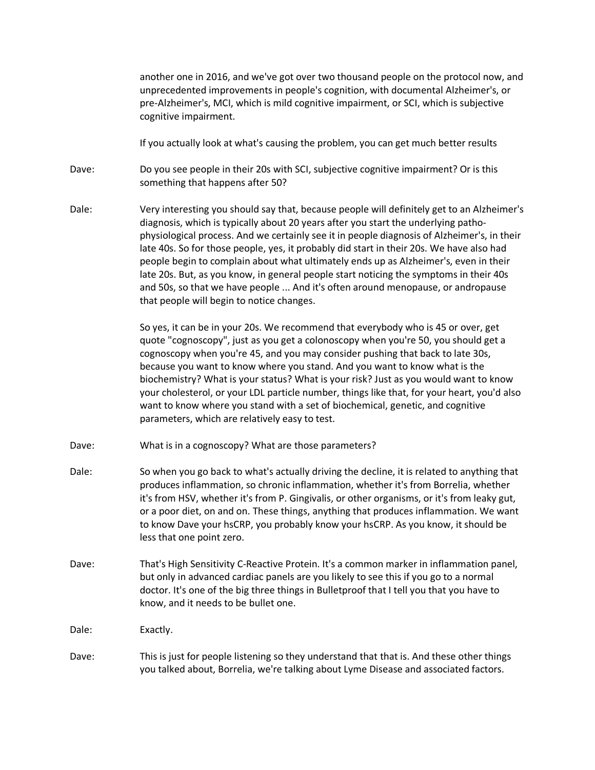another one in 2016, and we've got over two thousand people on the protocol now, and unprecedented improvements in people's cognition, with documental Alzheimer's, or pre-Alzheimer's, MCI, which is mild cognitive impairment, or SCI, which is subjective cognitive impairment.

If you actually look at what's causing the problem, you can get much better results

Dave: Do you see people in their 20s with SCI, subjective cognitive impairment? Or is this something that happens after 50?

Dale: Very interesting you should say that, because people will definitely get to an Alzheimer's diagnosis, which is typically about 20 years after you start the underlying patho-physiological process. And we certainly see it in people diagnosis of Alzheimer's, in their late 40s. So for those people, yes, it probably did start in their 20s. We have also had people begin to complain about what ultimately ends up as Alzheimer's, even in their late 20s. But, as you know, in general people start noticing the symptoms in their 40s and 50s, so that we have people ... And it's often around menopause, or andropause that people will begin to notice changes.

So yes, it can be in your 20s. We recommend that everybody who is 45 or over, get quote "cognoscopy", just as you get a colonoscopy when you're 50, you should get a cognoscopy when you're 45, and you may consider pushing that back to late 30s, because you want to know where you stand. And you want to know what is the biochemistry? What is your status? What is your risk? Just as you would want to know your cholesterol, or your LDL particle number, things like that, for your heart, you'd also want to know where you stand with a set of biochemical, genetic, and cognitive parameters, which are relatively easy to test.

Dave: What is in a cognoscopy? What are those parameters?

Dale: So when you go back to what's actually driving the decline, it is related to anything that produces inflammation, so chronic inflammation, whether it's from Borrelia, whether it's from HSV, whether it's from P. Gingivalis, or other organisms, or it's from leaky gut, or a poor diet, on and on. These things, anything that produces inflammation. We want to know Dave your hsCRP, you probably know your hsCRP. As you know, it should be less that one point zero.

Dave: That's High Sensitivity C-Reactive Protein. It's a common marker in inflammation panel, but only in advanced cardiac panels are you likely to see this if you go to a normal doctor. It's one of the big three things in Bulletproof that I tell you that you have to know, and it needs to be bullet one.

Dale: Exactly.

Dave: This is just for people listening so they understand that that is. And these other things you talked about, Borrelia, we're talking about Lyme Disease and associated factors.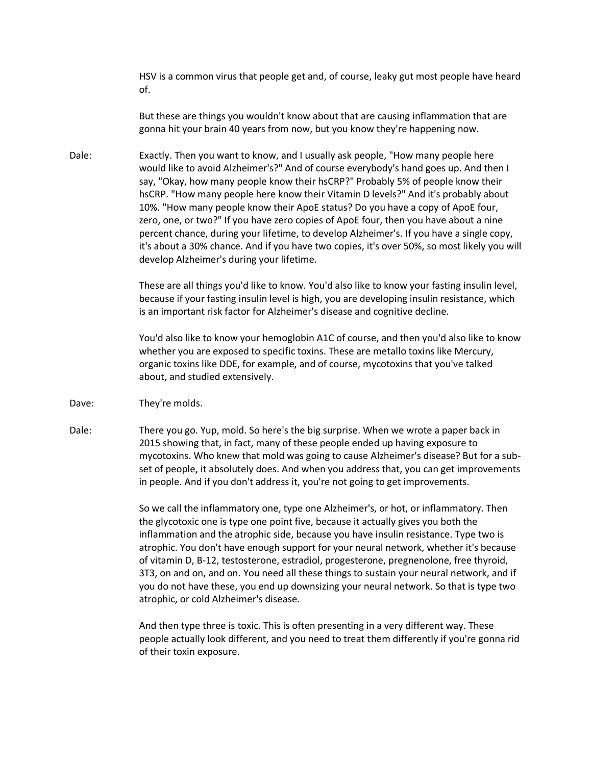HSV is a common virus that people get and, of course, leaky gut most people have heard of.

But these are things you wouldn't know about that are causing inflammation that are gonna hit your brain 40 years from now, but you know they're happening now.

Dale: Exactly. Then you want to know, and I usually ask people, "How many people here would like to avoid Alzheimer's?" And of course everybody's hand goes up. And then I say, "Okay, how many people know their hsCRP?" Probably 5% of people know their hsCRP. "How many people here know their Vitamin D levels?" And it's probably about 10%. "How many people know their ApoE status? Do you have a copy of ApoE four, zero, one, or two?" If you have zero copies of ApoE four, then you have about a nine percent chance, during your lifetime, to develop Alzheimer's. If you have a single copy, it's about a 30% chance. And if you have two copies, it's over 50%, so most likely you will develop Alzheimer's during your lifetime.

These are all things you'd like to know. You'd also like to know your fasting insulin level, because if your fasting insulin level is high, you are developing insulin resistance, which is an important risk factor for Alzheimer's disease and cognitive decline.

You'd also like to know your hemoglobin A1C of course, and then you'd also like to know whether you are exposed to specific toxins. These are metallo toxins like Mercury, organic toxins like DDE, for example, and of course, mycotoxins that you've talked about, and studied extensively.

Dave: They're molds.

Dale: There you go. Yup, mold. So here's the big surprise. When we wrote a paper back in 2015 showing that, in fact, many of these people ended up having exposure to mycotoxins. Who knew that mold was going to cause Alzheimer's disease? But for a sub-set of people, it absolutely does. And when you address that, you can get improvements in people. And if you don't address it, you're not going to get improvements.

So we call the inflammatory one, type one Alzheimer's, or hot, or inflammatory. Then the glycotoxic one is type one point five, because it actually gives you both the inflammation and the atrophic side, because you have insulin resistance. Type two is atrophic. You don't have enough support for your neural network, whether it's because of vitamin D, B-12, testosterone, estradiol, progesterone, pregnenolone, free thyroid, 3T3, on and on, and on. You need all these things to sustain your neural network, and if you do not have these, you end up downsizing your neural network. So that is type two atrophic, or cold Alzheimer's disease.

And then type three is toxic. This is often presenting in a very different way. These people actually look different, and you need to treat them differently if you're gonna rid of their toxin exposure.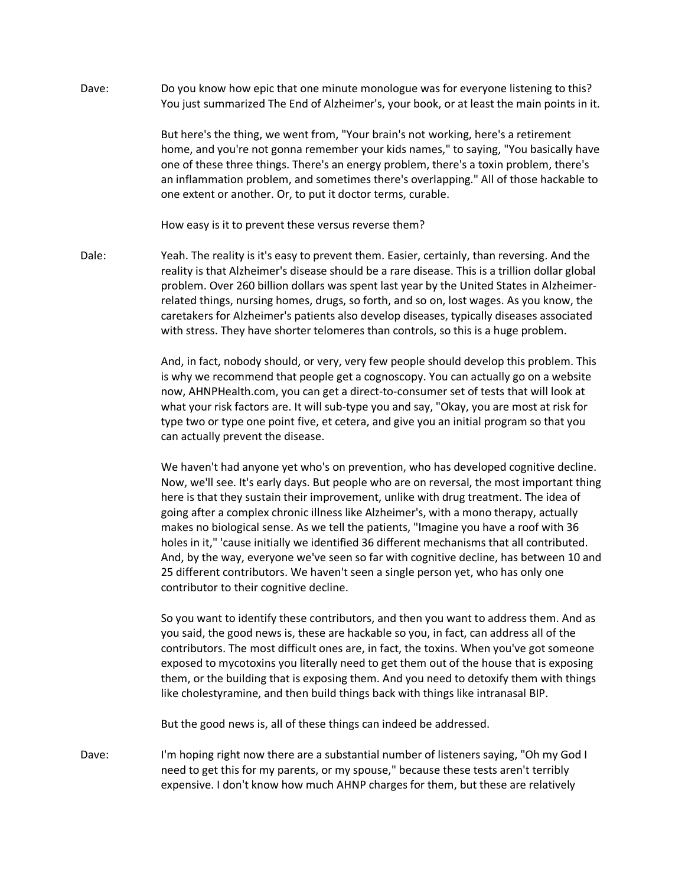Dave: Do you know how epic that one minute monologue was for everyone listening to this? You just summarized The End of Alzheimer's, your book, or at least the main points in it.

But here's the thing, we went from, "Your brain's not working, here's a retirement home, and you're not gonna remember your kids names," to saying, "You basically have one of these three things. There's an energy problem, there's a toxin problem, there's an inflammation problem, and sometimes there's overlapping." All of those hackable to one extent or another. Or, to put it doctor terms, curable.

How easy is it to prevent these versus reverse them?

Dale: Yeah. The reality is it's easy to prevent them. Easier, certainly, than reversing. And the reality is that Alzheimer's disease should be a rare disease. This is a trillion dollar global problem. Over 260 billion dollars was spent last year by the United States in Alzheimer-related things, nursing homes, drugs, so forth, and so on, lost wages. As you know, the caretakers for Alzheimer's patients also develop diseases, typically diseases associated with stress. They have shorter telomeres than controls, so this is a huge problem.

And, in fact, nobody should, or very, very few people should develop this problem. This is why we recommend that people get a cognoscopy. You can actually go on a website now, AHNPHealth.com, you can get a direct-to-consumer set of tests that will look at what your risk factors are. It will sub-type you and say, "Okay, you are most at risk for type two or type one point five, et cetera, and give you an initial program so that you can actually prevent the disease.

We haven't had anyone yet who's on prevention, who has developed cognitive decline. Now, we'll see. It's early days. But people who are on reversal, the most important thing here is that they sustain their improvement, unlike with drug treatment. The idea of going after a complex chronic illness like Alzheimer's, with a mono therapy, actually makes no biological sense. As we tell the patients, "Imagine you have a roof with 36 holes in it," 'cause initially we identified 36 different mechanisms that all contributed. And, by the way, everyone we've seen so far with cognitive decline, has between 10 and 25 different contributors. We haven't seen a single person yet, who has only one contributor to their cognitive decline.

So you want to identify these contributors, and then you want to address them. And as you said, the good news is, these are hackable so you, in fact, can address all of the contributors. The most difficult ones are, in fact, the toxins. When you've got someone exposed to mycotoxins you literally need to get them out of the house that is exposing them, or the building that is exposing them. And you need to detoxify them with things like cholestyramine, and then build things back with things like intranasal BIP.

But the good news is, all of these things can indeed be addressed.

Dave: I'm hoping right now there are a substantial number of listeners saying, "Oh my God I need to get this for my parents, or my spouse," because these tests aren't terribly expensive. I don't know how much AHNP charges for them, but these are relatively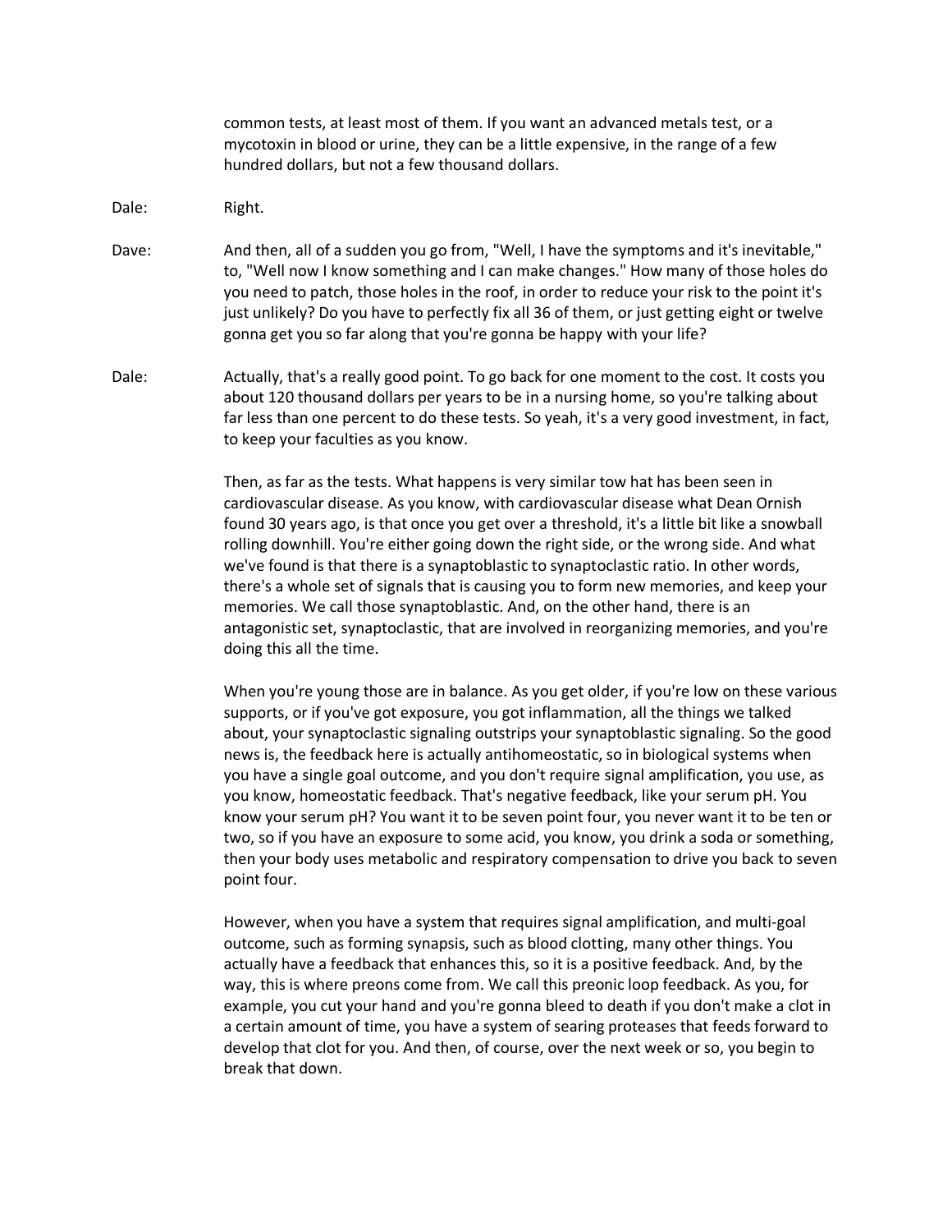common tests, at least most of them. If you want an advanced metals test, or a mycotoxin in blood or urine, they can be a little expensive, in the range of a few hundred dollars, but not a few thousand dollars.

Dale: Right.

Dave: And then, all of a sudden you go from, "Well, I have the symptoms and it's inevitable," to, "Well now I know something and I can make changes." How many of those holes do you need to patch, those holes in the roof, in order to reduce your risk to the point it's just unlikely? Do you have to perfectly fix all 36 of them, or just getting eight or twelve gonna get you so far along that you're gonna be happy with your life?

Dale: Actually, that's a really good point. To go back for one moment to the cost. It costs you about 120 thousand dollars per years to be in a nursing home, so you're talking about far less than one percent to do these tests. So yeah, it's a very good investment, in fact, to keep your faculties as you know.

Then, as far as the tests. What happens is very similar tow hat has been seen in cardiovascular disease. As you know, with cardiovascular disease what Dean Ornish found 30 years ago, is that once you get over a threshold, it's a little bit like a snowball rolling downhill. You're either going down the right side, or the wrong side. And what we've found is that there is a synaptoblastic to synaptoclastic ratio. In other words, there's a whole set of signals that is causing you to form new memories, and keep your memories. We call those synaptoblastic. And, on the other hand, there is an antagonistic set, synaptoclastic, that are involved in reorganizing memories, and you're doing this all the time.

When you're young those are in balance. As you get older, if you're low on these various supports, or if you've got exposure, you got inflammation, all the things we talked about, your synaptoclastic signaling outstrips your synaptoblastic signaling. So the good news is, the feedback here is actually antihomeostatic, so in biological systems when you have a single goal outcome, and you don't require signal amplification, you use, as you know, homeostatic feedback. That's negative feedback, like your serum pH. You know your serum pH? You want it to be seven point four, you never want it to be ten or two, so if you have an exposure to some acid, you know, you drink a soda or something, then your body uses metabolic and respiratory compensation to drive you back to seven point four.

However, when you have a system that requires signal amplification, and multi-goal outcome, such as forming synapsis, such as blood clotting, many other things. You actually have a feedback that enhances this, so it is a positive feedback. And, by the way, this is where preons come from. We call this preonic loop feedback. As you, for example, you cut your hand and you're gonna bleed to death if you don't make a clot in a certain amount of time, you have a system of searing proteases that feeds forward to develop that clot for you. And then, of course, over the next week or so, you begin to break that down.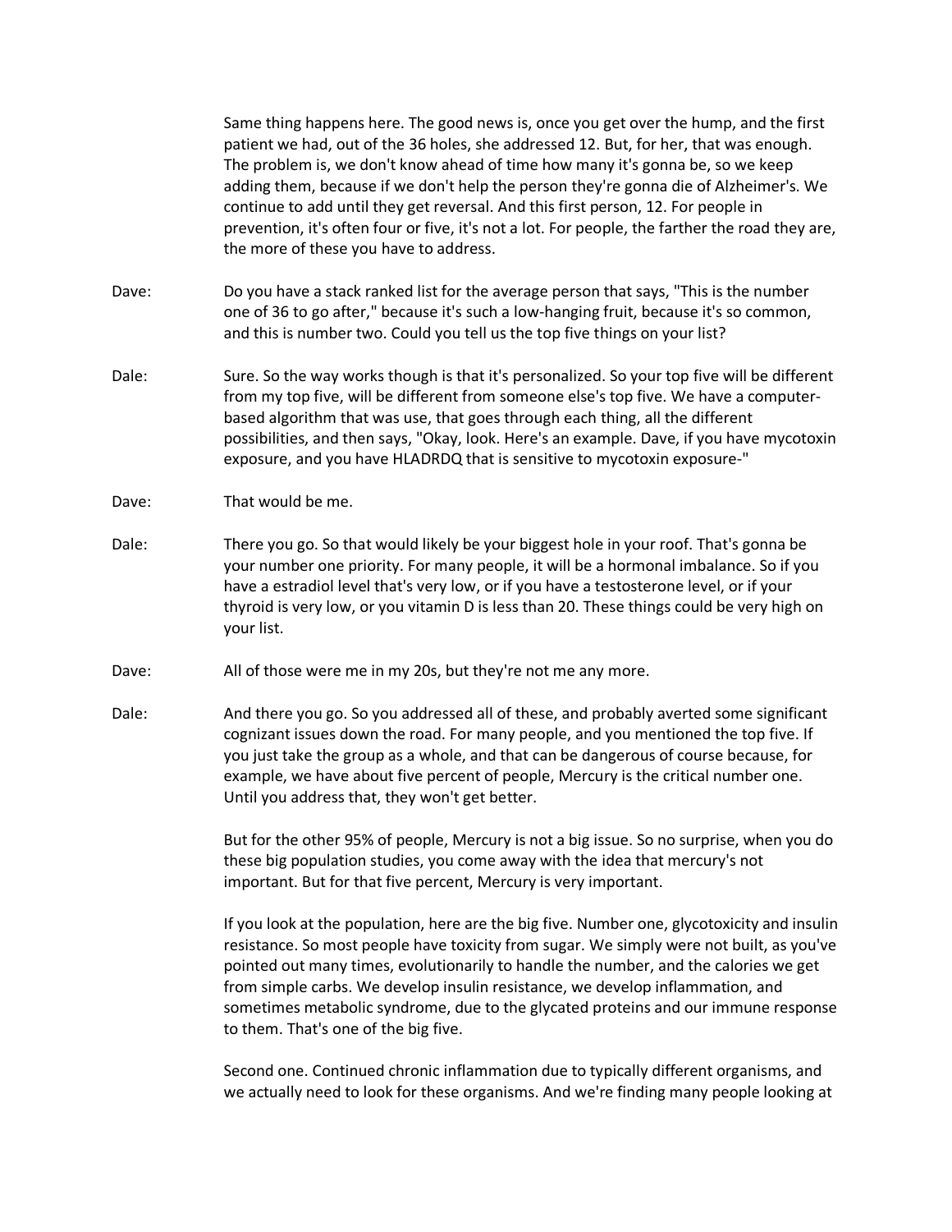Same thing happens here. The good news is, once you get over the hump, and the first patient we had, out of the 36 holes, she addressed 12. But, for her, that was enough. The problem is, we don't know ahead of time how many it's gonna be, so we keep adding them, because if we don't help the person they're gonna die of Alzheimer's. We continue to add until they get reversal. And this first person, 12. For people in prevention, it's often four or five, it's not a lot. For people, the farther the road they are, the more of these you have to address.

Dave: Do you have a stack ranked list for the average person that says, "This is the number one of 36 to go after," because it's such a low-hanging fruit, because it's so common, and this is number two. Could you tell us the top five things on your list?

Dale: Sure. So the way works though is that it's personalized. So your top five will be different from my top five, will be different from someone else's top five. We have a computer-based algorithm that was use, that goes through each thing, all the different possibilities, and then says, "Okay, look. Here's an example. Dave, if you have mycotoxin exposure, and you have HLADRDQ that is sensitive to mycotoxin exposure-"

Dave: That would be me.

Dale: There you go. So that would likely be your biggest hole in your roof. That's gonna be your number one priority. For many people, it will be a hormonal imbalance. So if you have a estradiol level that's very low, or if you have a testosterone level, or if your thyroid is very low, or you vitamin D is less than 20. These things could be very high on your list.

Dave: All of those were me in my 20s, but they're not me any more.

Dale: And there you go. So you addressed all of these, and probably averted some significant cognizant issues down the road. For many people, and you mentioned the top five. If you just take the group as a whole, and that can be dangerous of course because, for example, we have about five percent of people, Mercury is the critical number one. Until you address that, they won't get better.

But for the other 95% of people, Mercury is not a big issue. So no surprise, when you do these big population studies, you come away with the idea that mercury's not important. But for that five percent, Mercury is very important.

If you look at the population, here are the big five. Number one, glycotoxicity and insulin resistance. So most people have toxicity from sugar. We simply were not built, as you've pointed out many times, evolutionarily to handle the number, and the calories we get from simple carbs. We develop insulin resistance, we develop inflammation, and sometimes metabolic syndrome, due to the glycated proteins and our immune response to them. That's one of the big five.

Second one. Continued chronic inflammation due to typically different organisms, and we actually need to look for these organisms. And we're finding many people looking at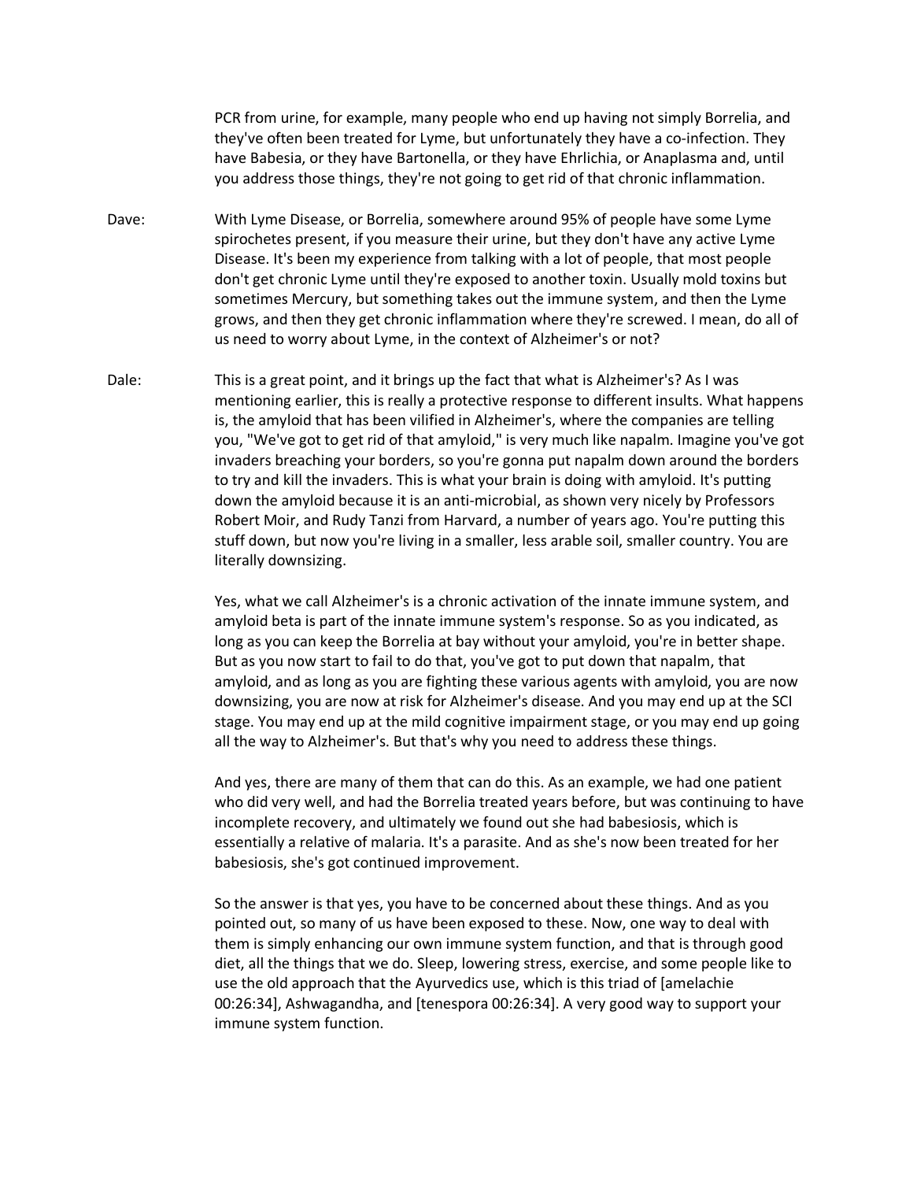PCR from urine, for example, many people who end up having not simply Borrelia, and they've often been treated for Lyme, but unfortunately they have a co-infection. They have Babesia, or they have Bartonella, or they have Ehrlichia, or Anaplasma and, until you address those things, they're not going to get rid of that chronic inflammation.

Dave: With Lyme Disease, or Borrelia, somewhere around 95% of people have some Lyme spirochetes present, if you measure their urine, but they don't have any active Lyme Disease. It's been my experience from talking with a lot of people, that most people don't get chronic Lyme until they're exposed to another toxin. Usually mold toxins but sometimes Mercury, but something takes out the immune system, and then the Lyme grows, and then they get chronic inflammation where they're screwed. I mean, do all of us need to worry about Lyme, in the context of Alzheimer's or not?

Dale: This is a great point, and it brings up the fact that what is Alzheimer's? As I was mentioning earlier, this is really a protective response to different insults. What happens is, the amyloid that has been vilified in Alzheimer's, where the companies are telling you, "We've got to get rid of that amyloid," is very much like napalm. Imagine you've got invaders breaching your borders, so you're gonna put napalm down around the borders to try and kill the invaders. This is what your brain is doing with amyloid. It's putting down the amyloid because it is an anti-microbial, as shown very nicely by Professors Robert Moir, and Rudy Tanzi from Harvard, a number of years ago. You're putting this stuff down, but now you're living in a smaller, less arable soil, smaller country. You are literally downsizing.

Yes, what we call Alzheimer's is a chronic activation of the innate immune system, and amyloid beta is part of the innate immune system's response. So as you indicated, as long as you can keep the Borrelia at bay without your amyloid, you're in better shape. But as you now start to fail to do that, you've got to put down that napalm, that amyloid, and as long as you are fighting these various agents with amyloid, you are now downsizing, you are now at risk for Alzheimer's disease. And you may end up at the SCI stage. You may end up at the mild cognitive impairment stage, or you may end up going all the way to Alzheimer's. But that's why you need to address these things.

And yes, there are many of them that can do this. As an example, we had one patient who did very well, and had the Borrelia treated years before, but was continuing to have incomplete recovery, and ultimately we found out she had babesiosis, which is essentially a relative of malaria. It's a parasite. And as she's now been treated for her babesiosis, she's got continued improvement.

So the answer is that yes, you have to be concerned about these things. And as you pointed out, so many of us have been exposed to these. Now, one way to deal with them is simply enhancing our own immune system function, and that is through good diet, all the things that we do. Sleep, lowering stress, exercise, and some people like to use the old approach that the Ayurvedics use, which is this triad of [amelachie 00:26:34], Ashwagandha, and [tenespora 00:26:34]. A very good way to support your immune system function.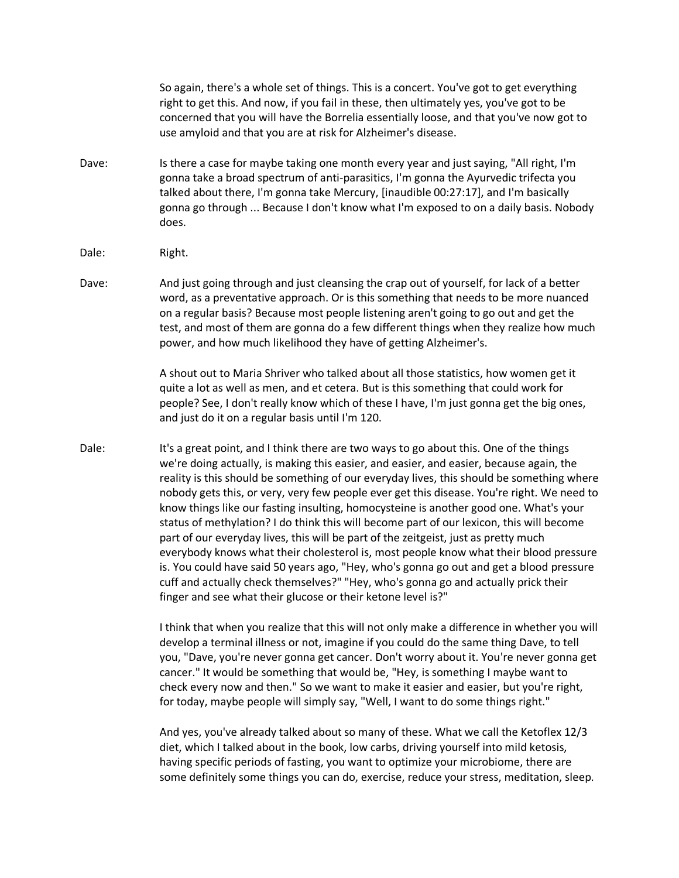So again, there's a whole set of things. This is a concert. You've got to get everything right to get this. And now, if you fail in these, then ultimately yes, you've got to be concerned that you will have the Borrelia essentially loose, and that you've now got to use amyloid and that you are at risk for Alzheimer's disease.

**Dave:** Is there a case for maybe taking one month every year and just saying, "All right, I'm gonna take a broad spectrum of anti-parasitics, I'm gonna the Ayurvedic trifecta you talked about there, I'm gonna take Mercury, [inaudible 00:27:17], and I'm basically gonna go through ... Because I don't know what I'm exposed to on a daily basis. Nobody does.

**Dale:** Right.

**Dave:** And just going through and just cleansing the crap out of yourself, for lack of a better word, as a preventative approach. Or is this something that needs to be more nuanced on a regular basis? Because most people listening aren't going to go out and get the test, and most of them are gonna do a few different things when they realize how much power, and how much likelihood they have of getting Alzheimer's.

A shout out to Maria Shriver who talked about all those statistics, how women get it quite a lot as well as men, and et cetera. But is this something that could work for people? See, I don't really know which of these I have, I'm just gonna get the big ones, and just do it on a regular basis until I'm 120.

**Dale:** It's a great point, and I think there are two ways to go about this. One of the things we're doing actually, is making this easier, and easier, and easier, because again, the reality is this should be something of our everyday lives, this should be something where nobody gets this, or very, very few people ever get this disease. You're right. We need to know things like our fasting insulting, homocysteine is another good one. What's your status of methylation? I do think this will become part of our lexicon, this will become part of our everyday lives, this will be part of the zeitgeist, just as pretty much everybody knows what their cholesterol is, most people know what their blood pressure is. You could have said 50 years ago, "Hey, who's gonna go out and get a blood pressure cuff and actually check themselves?" "Hey, who's gonna go and actually prick their finger and see what their glucose or their ketone level is?"

I think that when you realize that this will not only make a difference in whether you will develop a terminal illness or not, imagine if you could do the same thing Dave, to tell you, "Dave, you're never gonna get cancer. Don't worry about it. You're never gonna get cancer." It would be something that would be, "Hey, is something I maybe want to check every now and then." So we want to make it easier and easier, but you're right, for today, maybe people will simply say, "Well, I want to do some things right."

And yes, you've already talked about so many of these. What we call the Ketoflex 12/3 diet, which I talked about in the book, low carbs, driving yourself into mild ketosis, having specific periods of fasting, you want to optimize your microbiome, there are some definitely some things you can do, exercise, reduce your stress, meditation, sleep.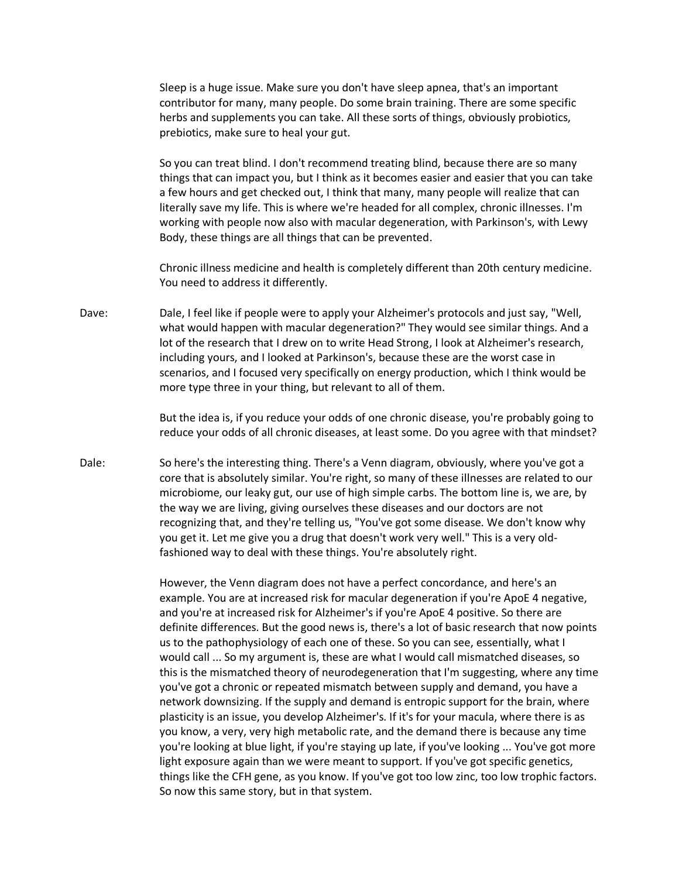Sleep is a huge issue. Make sure you don't have sleep apnea, that's an important contributor for many, many people. Do some brain training. There are some specific herbs and supplements you can take. All these sorts of things, obviously probiotics, prebiotics, make sure to heal your gut.

So you can treat blind. I don't recommend treating blind, because there are so many things that can impact you, but I think as it becomes easier and easier that you can take a few hours and get checked out, I think that many, many people will realize that can literally save my life. This is where we're headed for all complex, chronic illnesses. I'm working with people now also with macular degeneration, with Parkinson's, with Lewy Body, these things are all things that can be prevented.

Chronic illness medicine and health is completely different than 20th century medicine. You need to address it differently.

Dave: Dale, I feel like if people were to apply your Alzheimer's protocols and just say, "Well, what would happen with macular degeneration?" They would see similar things. And a lot of the research that I drew on to write Head Strong, I look at Alzheimer's research, including yours, and I looked at Parkinson's, because these are the worst case in scenarios, and I focused very specifically on energy production, which I think would be more type three in your thing, but relevant to all of them.

But the idea is, if you reduce your odds of one chronic disease, you're probably going to reduce your odds of all chronic diseases, at least some. Do you agree with that mindset?

Dale: So here's the interesting thing. There's a Venn diagram, obviously, where you've got a core that is absolutely similar. You're right, so many of these illnesses are related to our microbiome, our leaky gut, our use of high simple carbs. The bottom line is, we are, by the way we are living, giving ourselves these diseases and our doctors are not recognizing that, and they're telling us, "You've got some disease. We don't know why you get it. Let me give you a drug that doesn't work very well." This is a very old-fashioned way to deal with these things. You're absolutely right.

However, the Venn diagram does not have a perfect concordance, and here's an example. You are at increased risk for macular degeneration if you're ApoE 4 negative, and you're at increased risk for Alzheimer's if you're ApoE 4 positive. So there are definite differences. But the good news is, there's a lot of basic research that now points us to the pathophysiology of each one of these. So you can see, essentially, what I would call ... So my argument is, these are what I would call mismatched diseases, so this is the mismatched theory of neurodegeneration that I'm suggesting, where any time you've got a chronic or repeated mismatch between supply and demand, you have a network downsizing. If the supply and demand is entropic support for the brain, where plasticity is an issue, you develop Alzheimer's. If it's for your macula, where there is as you know, a very, very high metabolic rate, and the demand there is because any time you're looking at blue light, if you're staying up late, if you've looking ... You've got more light exposure again than we were meant to support. If you've got specific genetics, things like the CFH gene, as you know. If you've got too low zinc, too low trophic factors. So now this same story, but in that system.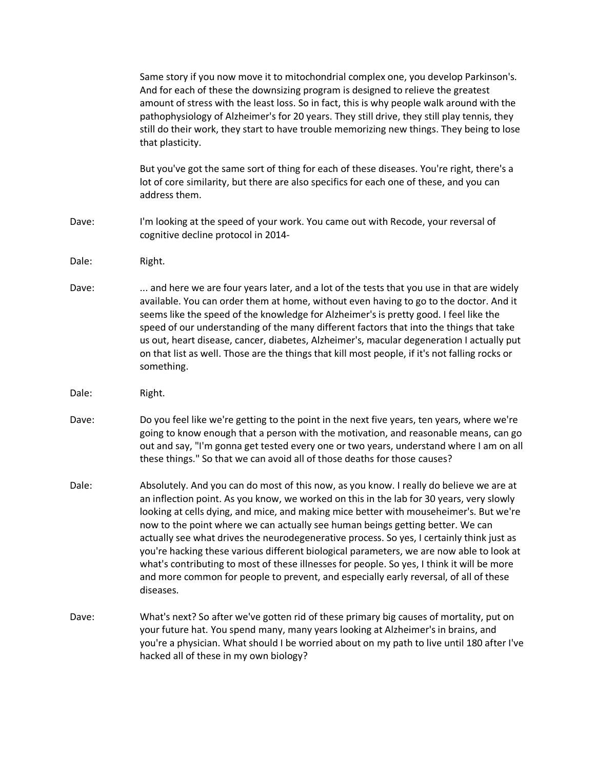Same story if you now move it to mitochondrial complex one, you develop Parkinson's. And for each of these the downsizing program is designed to relieve the greatest amount of stress with the least loss. So in fact, this is why people walk around with the pathophysiology of Alzheimer's for 20 years. They still drive, they still play tennis, they still do their work, they start to have trouble memorizing new things. They being to lose that plasticity.

But you've got the same sort of thing for each of these diseases. You're right, there's a lot of core similarity, but there are also specifics for each one of these, and you can address them.

Dave: I'm looking at the speed of your work. You came out with Recode, your reversal of cognitive decline protocol in 2014-

Dale: Right.

Dave: ... and here we are four years later, and a lot of the tests that you use in that are widely available. You can order them at home, without even having to go to the doctor. And it seems like the speed of the knowledge for Alzheimer's is pretty good. I feel like the speed of our understanding of the many different factors that into the things that take us out, heart disease, cancer, diabetes, Alzheimer's, macular degeneration I actually put on that list as well. Those are the things that kill most people, if it's not falling rocks or something.

Dale: Right.

Dave: Do you feel like we're getting to the point in the next five years, ten years, where we're going to know enough that a person with the motivation, and reasonable means, can go out and say, "I'm gonna get tested every one or two years, understand where I am on all these things." So that we can avoid all of those deaths for those causes?

Dale: Absolutely. And you can do most of this now, as you know. I really do believe we are at an inflection point. As you know, we worked on this in the lab for 30 years, very slowly looking at cells dying, and mice, and making mice better with mouseheimer's. But we're now to the point where we can actually see human beings getting better. We can actually see what drives the neurodegenerative process. So yes, I certainly think just as you're hacking these various different biological parameters, we are now able to look at what's contributing to most of these illnesses for people. So yes, I think it will be more and more common for people to prevent, and especially early reversal, of all of these diseases.

Dave: What's next? So after we've gotten rid of these primary big causes of mortality, put on your future hat. You spend many, many years looking at Alzheimer's in brains, and you're a physician. What should I be worried about on my path to live until 180 after I've hacked all of these in my own biology?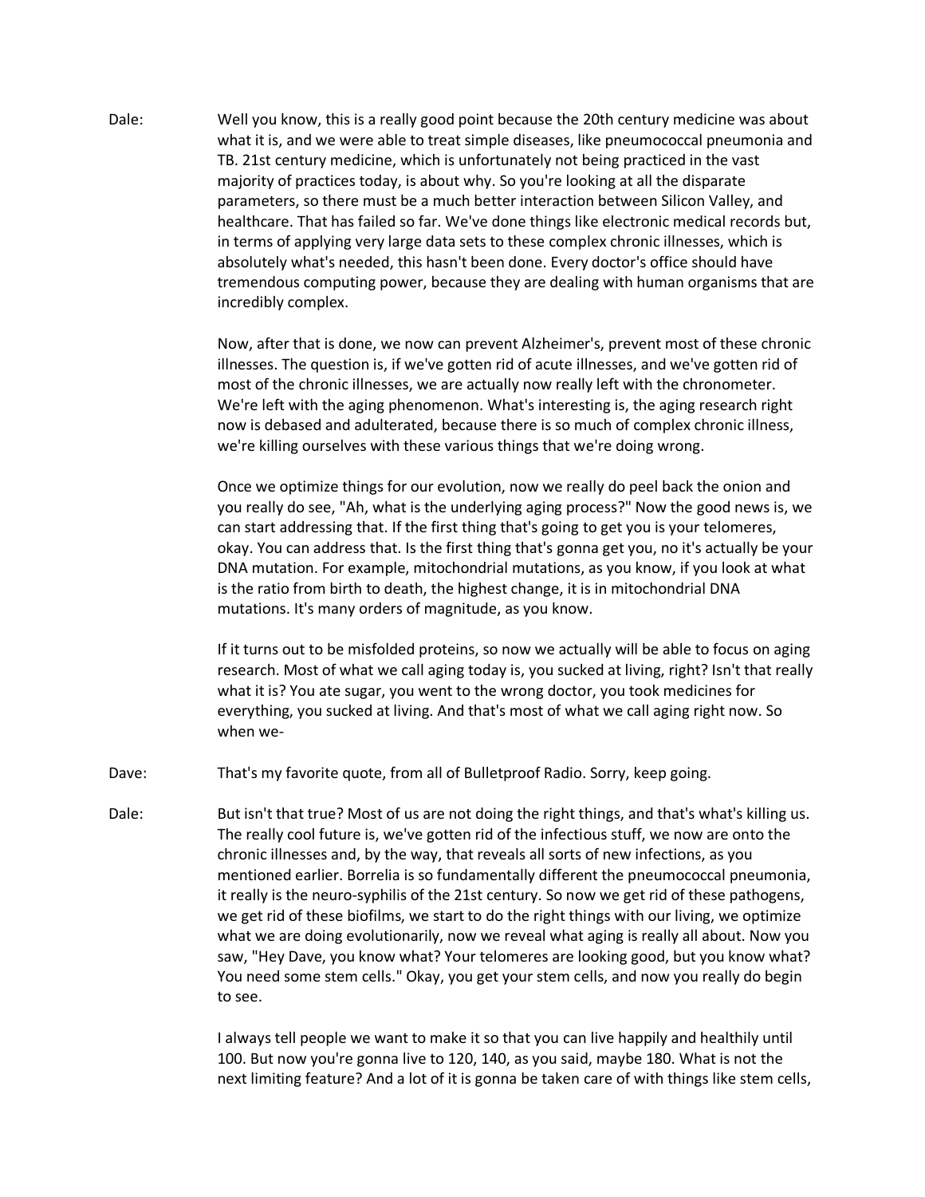Dale: Well you know, this is a really good point because the 20th century medicine was about what it is, and we were able to treat simple diseases, like pneumococcal pneumonia and TB. 21st century medicine, which is unfortunately not being practiced in the vast majority of practices today, is about why. So you're looking at all the disparate parameters, so there must be a much better interaction between Silicon Valley, and healthcare. That has failed so far. We've done things like electronic medical records but, in terms of applying very large data sets to these complex chronic illnesses, which is absolutely what's needed, this hasn't been done. Every doctor's office should have tremendous computing power, because they are dealing with human organisms that are incredibly complex.

Now, after that is done, we now can prevent Alzheimer's, prevent most of these chronic illnesses. The question is, if we've gotten rid of acute illnesses, and we've gotten rid of most of the chronic illnesses, we are actually now really left with the chronometer. We're left with the aging phenomenon. What's interesting is, the aging research right now is debased and adulterated, because there is so much of complex chronic illness, we're killing ourselves with these various things that we're doing wrong.

Once we optimize things for our evolution, now we really do peel back the onion and you really do see, "Ah, what is the underlying aging process?" Now the good news is, we can start addressing that. If the first thing that's going to get you is your telomeres, okay. You can address that. Is the first thing that's gonna get you, no it's actually be your DNA mutation. For example, mitochondrial mutations, as you know, if you look at what is the ratio from birth to death, the highest change, it is in mitochondrial DNA mutations. It's many orders of magnitude, as you know.

If it turns out to be misfolded proteins, so now we actually will be able to focus on aging research. Most of what we call aging today is, you sucked at living, right? Isn't that really what it is? You ate sugar, you went to the wrong doctor, you took medicines for everything, you sucked at living. And that's most of what we call aging right now. So when we-

Dave: That's my favorite quote, from all of Bulletproof Radio. Sorry, keep going.

Dale: But isn't that true? Most of us are not doing the right things, and that's what's killing us. The really cool future is, we've gotten rid of the infectious stuff, we now are onto the chronic illnesses and, by the way, that reveals all sorts of new infections, as you mentioned earlier. Borrelia is so fundamentally different the pneumococcal pneumonia, it really is the neuro-syphilis of the 21st century. So now we get rid of these pathogens, we get rid of these biofilms, we start to do the right things with our living, we optimize what we are doing evolutionarily, now we reveal what aging is really all about. Now you saw, "Hey Dave, you know what? Your telomeres are looking good, but you know what? You need some stem cells." Okay, you get your stem cells, and now you really do begin to see.

I always tell people we want to make it so that you can live happily and healthily until 100. But now you're gonna live to 120, 140, as you said, maybe 180. What is not the next limiting feature? And a lot of it is gonna be taken care of with things like stem cells,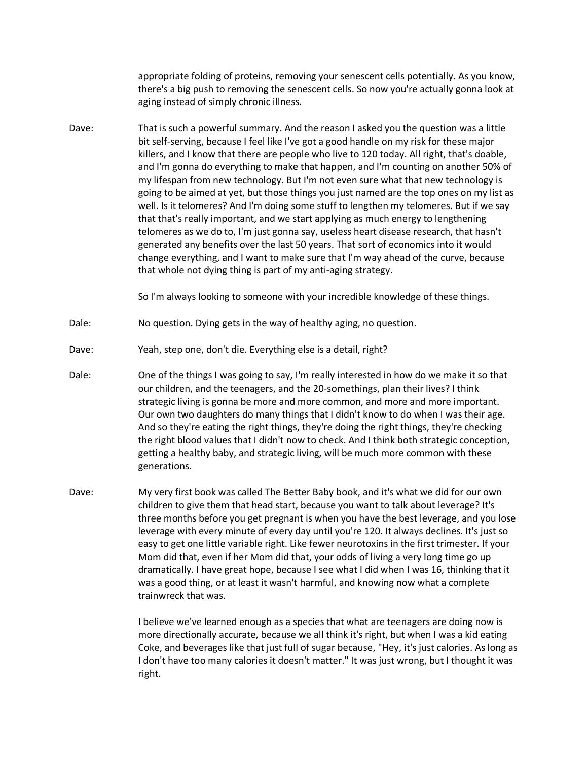appropriate folding of proteins, removing your senescent cells potentially. As you know, there's a big push to removing the senescent cells. So now you're actually gonna look at aging instead of simply chronic illness.

Dave: That is such a powerful summary. And the reason I asked you the question was a little bit self-serving, because I feel like I've got a good handle on my risk for these major killers, and I know that there are people who live to 120 today. All right, that's doable, and I'm gonna do everything to make that happen, and I'm counting on another 50% of my lifespan from new technology. But I'm not even sure what that new technology is going to be aimed at yet, but those things you just named are the top ones on my list as well. Is it telomeres? And I'm doing some stuff to lengthen my telomeres. But if we say that that's really important, and we start applying as much energy to lengthening telomeres as we do to, I'm just gonna say, useless heart disease research, that hasn't generated any benefits over the last 50 years. That sort of economics into it would change everything, and I want to make sure that I'm way ahead of the curve, because that whole not dying thing is part of my anti-aging strategy.

So I'm always looking to someone with your incredible knowledge of these things.

Dale: No question. Dying gets in the way of healthy aging, no question.

Dave: Yeah, step one, don't die. Everything else is a detail, right?

Dale: One of the things I was going to say, I'm really interested in how do we make it so that our children, and the teenagers, and the 20-somethings, plan their lives? I think strategic living is gonna be more and more common, and more and more important. Our own two daughters do many things that I didn't know to do when I was their age. And so they're eating the right things, they're doing the right things, they're checking the right blood values that I didn't now to check. And I think both strategic conception, getting a healthy baby, and strategic living, will be much more common with these generations.

Dave: My very first book was called The Better Baby book, and it's what we did for our own children to give them that head start, because you want to talk about leverage? It's three months before you get pregnant is when you have the best leverage, and you lose leverage with every minute of every day until you're 120. It always declines. It's just so easy to get one little variable right. Like fewer neurotoxins in the first trimester. If your Mom did that, even if her Mom did that, your odds of living a very long time go up dramatically. I have great hope, because I see what I did when I was 16, thinking that it was a good thing, or at least it wasn't harmful, and knowing now what a complete trainwreck that was.

I believe we've learned enough as a species that what are teenagers are doing now is more directionally accurate, because we all think it's right, but when I was a kid eating Coke, and beverages like that just full of sugar because, "Hey, it's just calories. As long as I don't have too many calories it doesn't matter." It was just wrong, but I thought it was right.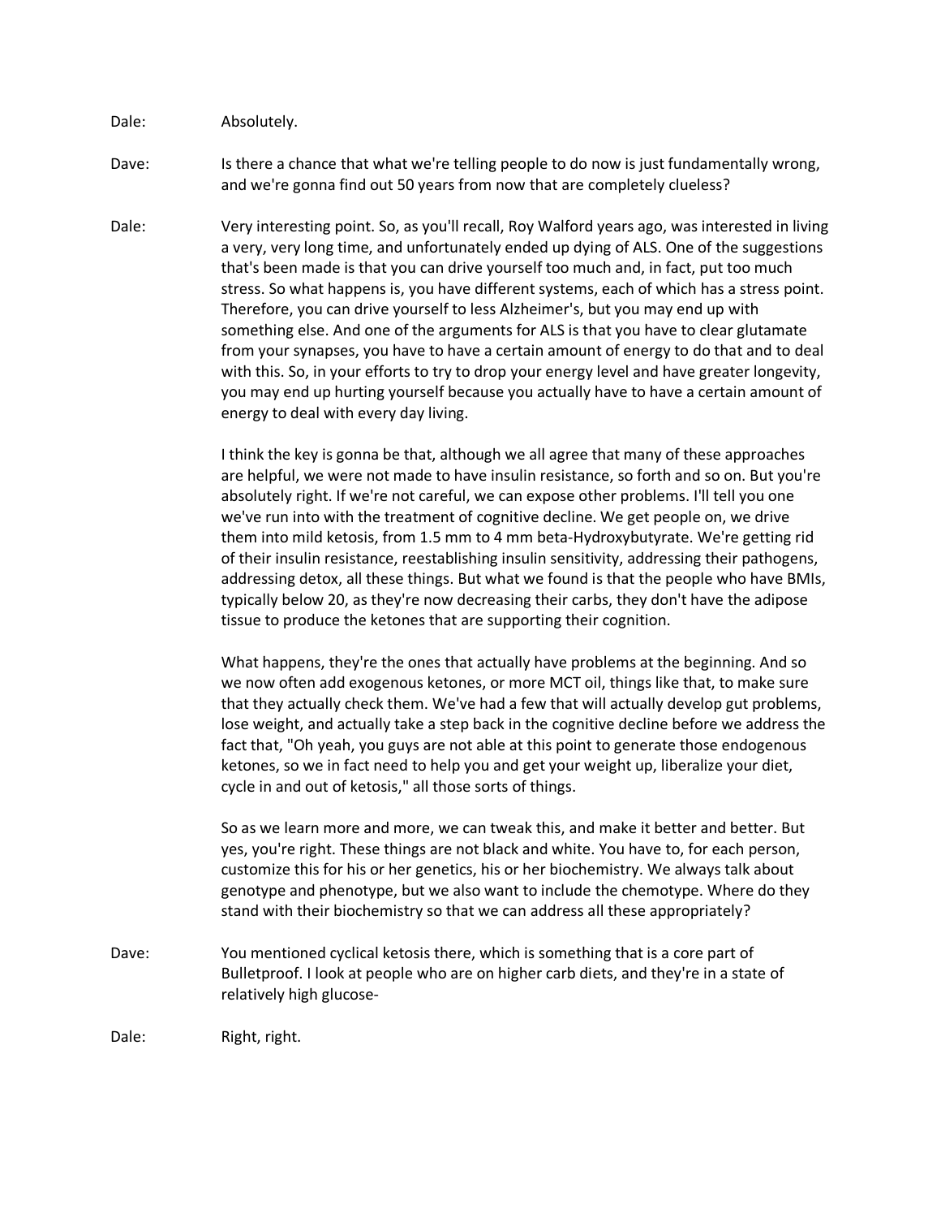Dale: Absolutely.

Dave: Is there a chance that what we're telling people to do now is just fundamentally wrong, and we're gonna find out 50 years from now that are completely clueless?

Dale: Very interesting point. So, as you'll recall, Roy Walford years ago, was interested in living a very, very long time, and unfortunately ended up dying of ALS. One of the suggestions that's been made is that you can drive yourself too much and, in fact, put too much stress. So what happens is, you have different systems, each of which has a stress point. Therefore, you can drive yourself to less Alzheimer's, but you may end up with something else. And one of the arguments for ALS is that you have to clear glutamate from your synapses, you have to have a certain amount of energy to do that and to deal with this. So, in your efforts to try to drop your energy level and have greater longevity, you may end up hurting yourself because you actually have to have a certain amount of energy to deal with every day living.

I think the key is gonna be that, although we all agree that many of these approaches are helpful, we were not made to have insulin resistance, so forth and so on. But you're absolutely right. If we're not careful, we can expose other problems. I'll tell you one we've run into with the treatment of cognitive decline. We get people on, we drive them into mild ketosis, from 1.5 mm to 4 mm beta-Hydroxybutyrate. We're getting rid of their insulin resistance, reestablishing insulin sensitivity, addressing their pathogens, addressing detox, all these things. But what we found is that the people who have BMIs, typically below 20, as they're now decreasing their carbs, they don't have the adipose tissue to produce the ketones that are supporting their cognition.

What happens, they're the ones that actually have problems at the beginning. And so we now often add exogenous ketones, or more MCT oil, things like that, to make sure that they actually check them. We've had a few that will actually develop gut problems, lose weight, and actually take a step back in the cognitive decline before we address the fact that, "Oh yeah, you guys are not able at this point to generate those endogenous ketones, so we in fact need to help you and get your weight up, liberalize your diet, cycle in and out of ketosis," all those sorts of things.

So as we learn more and more, we can tweak this, and make it better and better. But yes, you're right. These things are not black and white. You have to, for each person, customize this for his or her genetics, his or her biochemistry. We always talk about genotype and phenotype, but we also want to include the chemotype. Where do they stand with their biochemistry so that we can address all these appropriately?

Dave: You mentioned cyclical ketosis there, which is something that is a core part of Bulletproof. I look at people who are on higher carb diets, and they're in a state of relatively high glucose-

Dale: Right, right.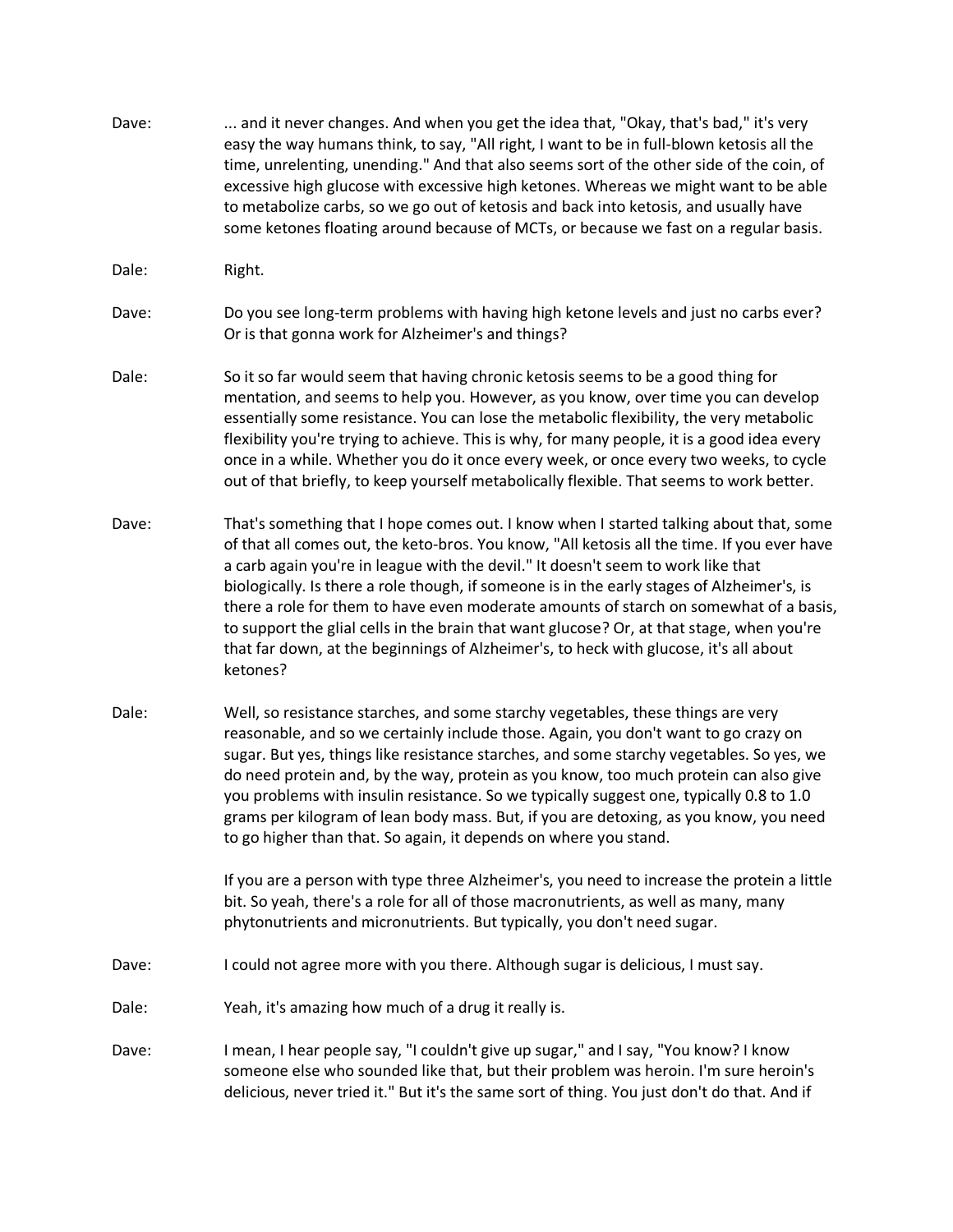Dave: ... and it never changes. And when you get the idea that, "Okay, that's bad," it's very easy the way humans think, to say, "All right, I want to be in full-blown ketosis all the time, unrelenting, unending." And that also seems sort of the other side of the coin, of excessive high glucose with excessive high ketones. Whereas we might want to be able to metabolize carbs, so we go out of ketosis and back into ketosis, and usually have some ketones floating around because of MCTs, or because we fast on a regular basis.

Dale: Right.

Dave: Do you see long-term problems with having high ketone levels and just no carbs ever? Or is that gonna work for Alzheimer's and things?

Dale: So it so far would seem that having chronic ketosis seems to be a good thing for mentation, and seems to help you. However, as you know, over time you can develop essentially some resistance. You can lose the metabolic flexibility, the very metabolic flexibility you're trying to achieve. This is why, for many people, it is a good idea every once in a while. Whether you do it once every week, or once every two weeks, to cycle out of that briefly, to keep yourself metabolically flexible. That seems to work better.

Dave: That's something that I hope comes out. I know when I started talking about that, some of that all comes out, the keto-bros. You know, "All ketosis all the time. If you ever have a carb again you're in league with the devil." It doesn't seem to work like that biologically. Is there a role though, if someone is in the early stages of Alzheimer's, is there a role for them to have even moderate amounts of starch on somewhat of a basis, to support the glial cells in the brain that want glucose? Or, at that stage, when you're that far down, at the beginnings of Alzheimer's, to heck with glucose, it's all about ketones?

Dale: Well, so resistance starches, and some starchy vegetables, these things are very reasonable, and so we certainly include those. Again, you don't want to go crazy on sugar. But yes, things like resistance starches, and some starchy vegetables. So yes, we do need protein and, by the way, protein as you know, too much protein can also give you problems with insulin resistance. So we typically suggest one, typically 0.8 to 1.0 grams per kilogram of lean body mass. But, if you are detoxing, as you know, you need to go higher than that. So again, it depends on where you stand.

If you are a person with type three Alzheimer's, you need to increase the protein a little bit. So yeah, there's a role for all of those macronutrients, as well as many, many phytonutrients and micronutrients. But typically, you don't need sugar.

Dave: I could not agree more with you there. Although sugar is delicious, I must say.

Dale: Yeah, it's amazing how much of a drug it really is.

Dave: I mean, I hear people say, "I couldn't give up sugar," and I say, "You know? I know someone else who sounded like that, but their problem was heroin. I'm sure heroin's delicious, never tried it." But it's the same sort of thing. You just don't do that. And if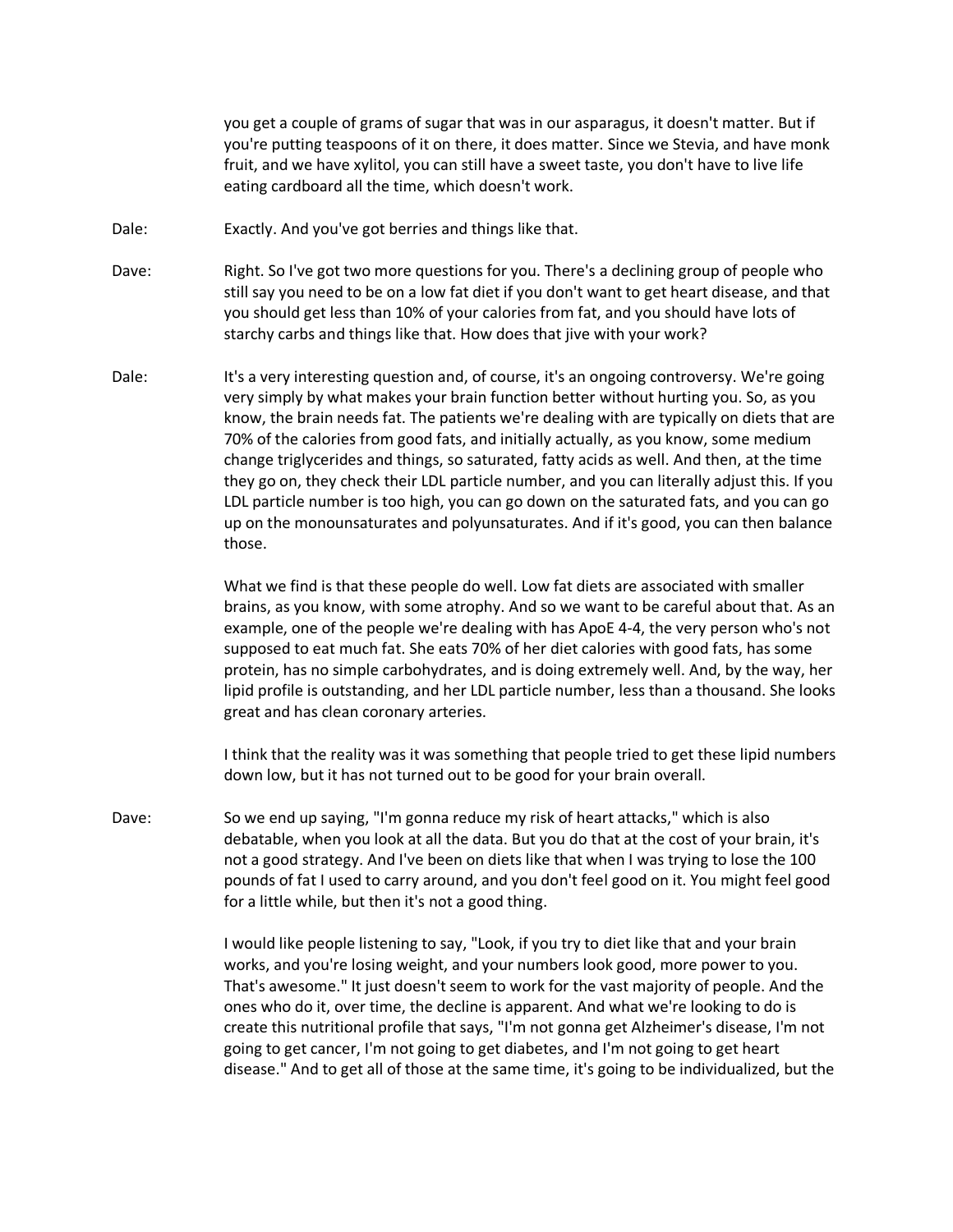you get a couple of grams of sugar that was in our asparagus, it doesn't matter. But if you're putting teaspoons of it on there, it does matter. Since we Stevia, and have monk fruit, and we have xylitol, you can still have a sweet taste, you don't have to live life eating cardboard all the time, which doesn't work.

Dale: Exactly. And you've got berries and things like that.

Dave: Right. So I've got two more questions for you. There's a declining group of people who still say you need to be on a low fat diet if you don't want to get heart disease, and that you should get less than 10% of your calories from fat, and you should have lots of starchy carbs and things like that. How does that jive with your work?

Dale: It's a very interesting question and, of course, it's an ongoing controversy. We're going very simply by what makes your brain function better without hurting you. So, as you know, the brain needs fat. The patients we're dealing with are typically on diets that are 70% of the calories from good fats, and initially actually, as you know, some medium change triglycerides and things, so saturated, fatty acids as well. And then, at the time they go on, they check their LDL particle number, and you can literally adjust this. If you LDL particle number is too high, you can go down on the saturated fats, and you can go up on the monounsaturates and polyunsaturates. And if it's good, you can then balance those.

What we find is that these people do well. Low fat diets are associated with smaller brains, as you know, with some atrophy. And so we want to be careful about that. As an example, one of the people we're dealing with has ApoE 4-4, the very person who's not supposed to eat much fat. She eats 70% of her diet calories with good fats, has some protein, has no simple carbohydrates, and is doing extremely well. And, by the way, her lipid profile is outstanding, and her LDL particle number, less than a thousand. She looks great and has clean coronary arteries.

I think that the reality was it was something that people tried to get these lipid numbers down low, but it has not turned out to be good for your brain overall.

Dave: So we end up saying, "I'm gonna reduce my risk of heart attacks," which is also debatable, when you look at all the data. But you do that at the cost of your brain, it's not a good strategy. And I've been on diets like that when I was trying to lose the 100 pounds of fat I used to carry around, and you don't feel good on it. You might feel good for a little while, but then it's not a good thing.

I would like people listening to say, "Look, if you try to diet like that and your brain works, and you're losing weight, and your numbers look good, more power to you. That's awesome." It just doesn't seem to work for the vast majority of people. And the ones who do it, over time, the decline is apparent. And what we're looking to do is create this nutritional profile that says, "I'm not gonna get Alzheimer's disease, I'm not going to get cancer, I'm not going to get diabetes, and I'm not going to get heart disease." And to get all of those at the same time, it's going to be individualized, but the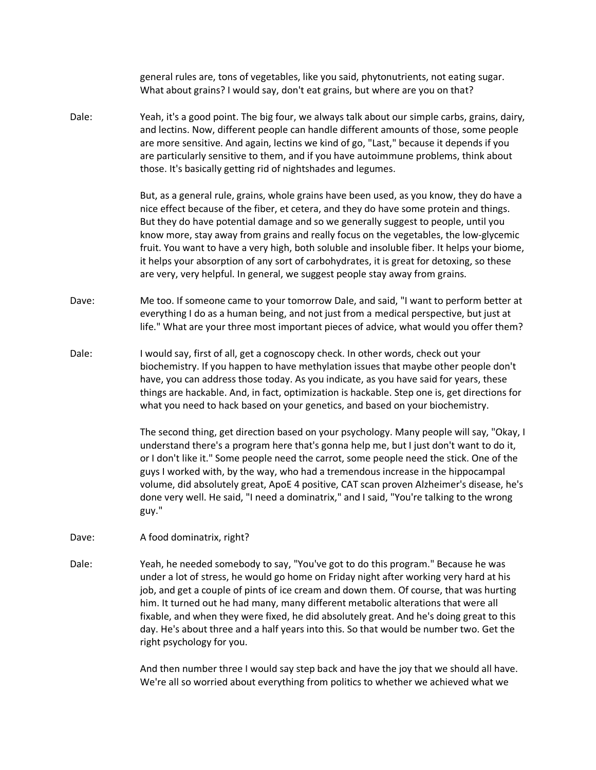general rules are, tons of vegetables, like you said, phytonutrients, not eating sugar. What about grains? I would say, don't eat grains, but where are you on that?

Dale: Yeah, it's a good point. The big four, we always talk about our simple carbs, grains, dairy, and lectins. Now, different people can handle different amounts of those, some people are more sensitive. And again, lectins we kind of go, "Last," because it depends if you are particularly sensitive to them, and if you have autoimmune problems, think about those. It's basically getting rid of nightshades and legumes.

But, as a general rule, grains, whole grains have been used, as you know, they do have a nice effect because of the fiber, et cetera, and they do have some protein and things. But they do have potential damage and so we generally suggest to people, until you know more, stay away from grains and really focus on the vegetables, the low-glycemic fruit. You want to have a very high, both soluble and insoluble fiber. It helps your biome, it helps your absorption of any sort of carbohydrates, it is great for detoxing, so these are very, very helpful. In general, we suggest people stay away from grains.

Dave: Me too. If someone came to your tomorrow Dale, and said, "I want to perform better at everything I do as a human being, and not just from a medical perspective, but just at life." What are your three most important pieces of advice, what would you offer them?

Dale: I would say, first of all, get a cognoscopy check. In other words, check out your biochemistry. If you happen to have methylation issues that maybe other people don't have, you can address those today. As you indicate, as you have said for years, these things are hackable. And, in fact, optimization is hackable. Step one is, get directions for what you need to hack based on your genetics, and based on your biochemistry.

The second thing, get direction based on your psychology. Many people will say, "Okay, I understand there's a program here that's gonna help me, but I just don't want to do it, or I don't like it." Some people need the carrot, some people need the stick. One of the guys I worked with, by the way, who had a tremendous increase in the hippocampal volume, did absolutely great, ApoE 4 positive, CAT scan proven Alzheimer's disease, he's done very well. He said, "I need a dominatrix," and I said, "You're talking to the wrong guy."

Dave: A food dominatrix, right?

Dale: Yeah, he needed somebody to say, "You've got to do this program." Because he was under a lot of stress, he would go home on Friday night after working very hard at his job, and get a couple of pints of ice cream and down them. Of course, that was hurting him. It turned out he had many, many different metabolic alterations that were all fixable, and when they were fixed, he did absolutely great. And he's doing great to this day. He's about three and a half years into this. So that would be number two. Get the right psychology for you.

And then number three I would say step back and have the joy that we should all have. We're all so worried about everything from politics to whether we achieved what we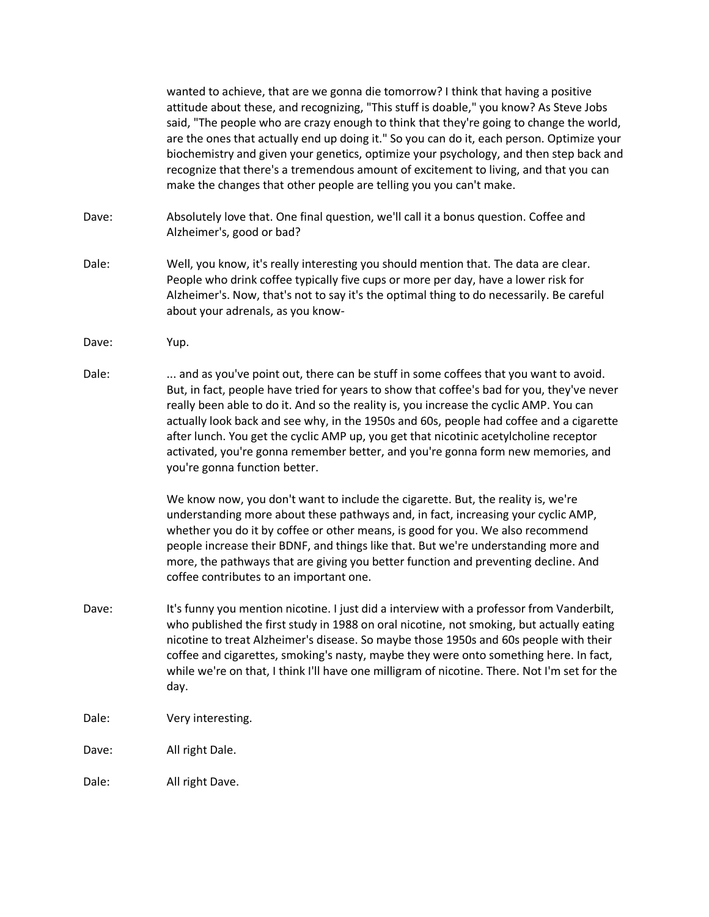wanted to achieve, that are we gonna die tomorrow? I think that having a positive attitude about these, and recognizing, "This stuff is doable," you know? As Steve Jobs said, "The people who are crazy enough to think that they're going to change the world, are the ones that actually end up doing it." So you can do it, each person. Optimize your biochemistry and given your genetics, optimize your psychology, and then step back and recognize that there's a tremendous amount of excitement to living, and that you can make the changes that other people are telling you you can't make.

Dave: Absolutely love that. One final question, we'll call it a bonus question. Coffee and Alzheimer's, good or bad?

Dale: Well, you know, it's really interesting you should mention that. The data are clear. People who drink coffee typically five cups or more per day, have a lower risk for Alzheimer's. Now, that's not to say it's the optimal thing to do necessarily. Be careful about your adrenals, as you know-

Dave: Yup.

Dale: ... and as you've point out, there can be stuff in some coffees that you want to avoid. But, in fact, people have tried for years to show that coffee's bad for you, they've never really been able to do it. And so the reality is, you increase the cyclic AMP. You can actually look back and see why, in the 1950s and 60s, people had coffee and a cigarette after lunch. You get the cyclic AMP up, you get that nicotinic acetylcholine receptor activated, you're gonna remember better, and you're gonna form new memories, and you're gonna function better.

We know now, you don't want to include the cigarette. But, the reality is, we're understanding more about these pathways and, in fact, increasing your cyclic AMP, whether you do it by coffee or other means, is good for you. We also recommend people increase their BDNF, and things like that. But we're understanding more and more, the pathways that are giving you better function and preventing decline. And coffee contributes to an important one.

Dave: It's funny you mention nicotine. I just did a interview with a professor from Vanderbilt, who published the first study in 1988 on oral nicotine, not smoking, but actually eating nicotine to treat Alzheimer's disease. So maybe those 1950s and 60s people with their coffee and cigarettes, smoking's nasty, maybe they were onto something here. In fact, while we're on that, I think I'll have one milligram of nicotine. There. Not I'm set for the day.

Dale: Very interesting.

Dave: All right Dale.

Dale: All right Dave.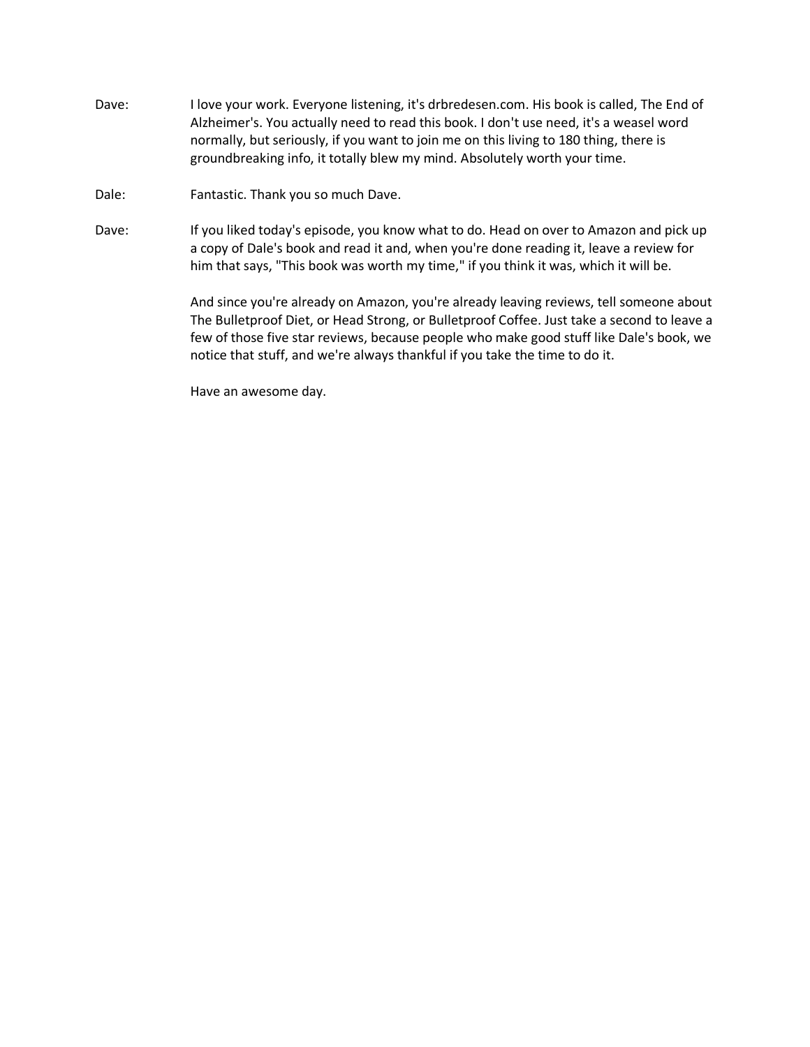Dave: I love your work. Everyone listening, it's drbredesen.com. His book is called, The End of Alzheimer's. You actually need to read this book. I don't use need, it's a weasel word normally, but seriously, if you want to join me on this living to 180 thing, there is groundbreaking info, it totally blew my mind. Absolutely worth your time.

Dale: Fantastic. Thank you so much Dave.

Dave: If you liked today's episode, you know what to do. Head on over to Amazon and pick up a copy of Dale's book and read it and, when you're done reading it, leave a review for him that says, "This book was worth my time," if you think it was, which it will be.

And since you're already on Amazon, you're already leaving reviews, tell someone about The Bulletproof Diet, or Head Strong, or Bulletproof Coffee. Just take a second to leave a few of those five star reviews, because people who make good stuff like Dale's book, we notice that stuff, and we're always thankful if you take the time to do it.

Have an awesome day.